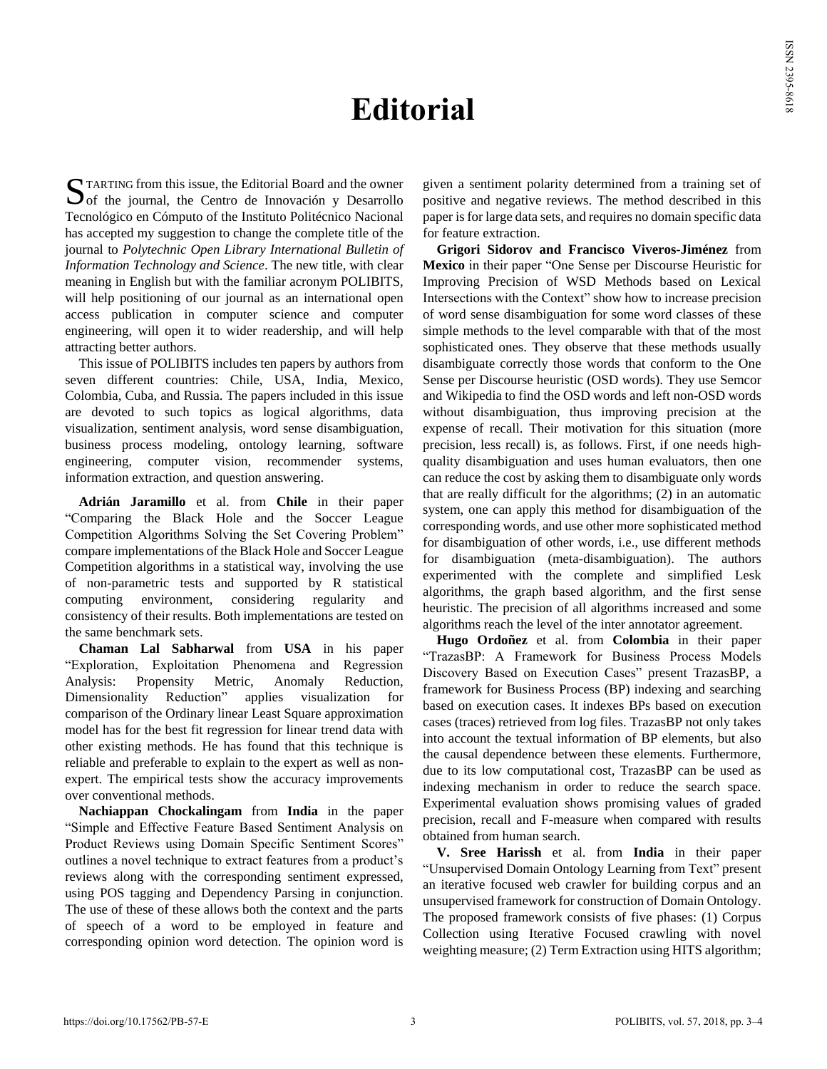# Editorial

STARTING from this issue, the Editorial Board and the owner of the journal, the Centro de Innovación y Desarrollo Tecnológico en Cómputo of the Instituto Politécnico Nacional has accepted my suggestion to change the complete title of the journal to *Polytechnic Open Library International Bulletin of Information Technology and Science*. The new title, with clear meaning in English but with the familiar acronym POLIBITS, will help positioning of our journal as an international open access publication in computer science and computer engineering, will open it to wider readership, and will help attracting better authors.

This issue of POLIBITS includes ten papers by authors from seven different countries: Chile, USA, India, Mexico, Colombia, Cuba, and Russia. The papers included in this issue are devoted to such topics as logical algorithms, data visualization, sentiment analysis, word sense disambiguation, business process modeling, ontology learning, software engineering, computer vision, recommender systems, information extraction, and question answering.

**Adrián Jaramillo** et al. from **Chile** in their paper "Comparing the Black Hole and the Soccer League Competition Algorithms Solving the Set Covering Problem" compare implementations of the Black Hole and Soccer League Competition algorithms in a statistical way, involving the use of non-parametric tests and supported by R statistical computing environment, considering regularity and consistency of their results. Both implementations are tested on the same benchmark sets.

**Chaman Lal Sabharwal** from **USA** in his paper "Exploration, Exploitation Phenomena and Regression Analysis: Propensity Metric, Anomaly Reduction, Dimensionality Reduction" applies visualization for comparison of the Ordinary linear Least Square approximation model has for the best fit regression for linear trend data with other existing methods. He has found that this technique is reliable and preferable to explain to the expert as well as non-expert. The empirical tests show the accuracy improvements over conventional methods.

**Nachiappan Chockalingam** from **India** in the paper "Simple and Effective Feature Based Sentiment Analysis on Product Reviews using Domain Specific Sentiment Scores" outlines a novel technique to extract features from a product's reviews along with the corresponding sentiment expressed, using POS tagging and Dependency Parsing in conjunction. The use of these of these allows both the context and the parts of speech of a word to be employed in feature and corresponding opinion word detection. The opinion word is given a sentiment polarity determined from a training set of positive and negative reviews. The method described in this paper is for large data sets, and requires no domain specific data for feature extraction.

**Grigori Sidorov and Francisco Viveros-Jiménez** from **Mexico** in their paper "One Sense per Discourse Heuristic for Improving Precision of WSD Methods based on Lexical Intersections with the Context" show how to increase precision of word sense disambiguation for some word classes of these simple methods to the level comparable with that of the most sophisticated ones. They observe that these methods usually disambiguate correctly those words that conform to the One Sense per Discourse heuristic (OSD words). They use Semcor and Wikipedia to find the OSD words and left non-OSD words without disambiguation, thus improving precision at the expense of recall. Their motivation for this situation (more precision, less recall) is, as follows. First, if one needs high-quality disambiguation and uses human evaluators, then one can reduce the cost by asking them to disambiguate only words that are really difficult for the algorithms; (2) in an automatic system, one can apply this method for disambiguation of the corresponding words, and use other more sophisticated method for disambiguation of other words, i.e., use different methods for disambiguation (meta-disambiguation). The authors experimented with the complete and simplified Lesk algorithms, the graph based algorithm, and the first sense heuristic. The precision of all algorithms increased and some algorithms reach the level of the inter annotator agreement.

**Hugo Ordoñez** et al. from **Colombia** in their paper "TrazasBP: A Framework for Business Process Models Discovery Based on Execution Cases" present TrazasBP, a framework for Business Process (BP) indexing and searching based on execution cases. It indexes BPs based on execution cases (traces) retrieved from log files. TrazasBP not only takes into account the textual information of BP elements, but also the causal dependence between these elements. Furthermore, due to its low computational cost, TrazasBP can be used as indexing mechanism in order to reduce the search space. Experimental evaluation shows promising values of graded precision, recall and F-measure when compared with results obtained from human search.

**V. Sree Harissh** et al. from **India** in their paper "Unsupervised Domain Ontology Learning from Text" present an iterative focused web crawler for building corpus and an unsupervised framework for construction of Domain Ontology. The proposed framework consists of five phases: (1) Corpus Collection using Iterative Focused crawling with novel weighting measure; (2) Term Extraction using HITS algorithm;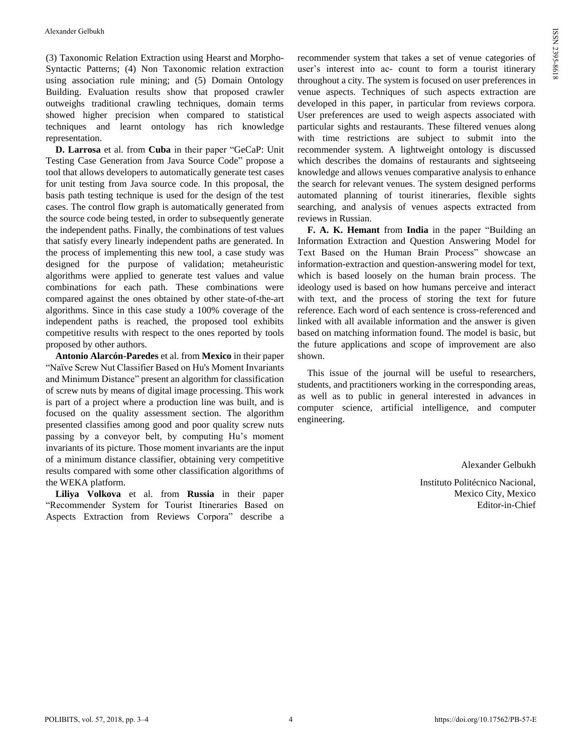(3) Taxonomic Relation Extraction using Hearst and Morpho-Syntactic Patterns; (4) Non Taxonomic relation extraction using association rule mining; and (5) Domain Ontology Building. Evaluation results show that proposed crawler outweighs traditional crawling techniques, domain terms showed higher precision when compared to statistical techniques and learnt ontology has rich knowledge representation.

**D. Larrosa** et al. from **Cuba** in their paper "GeCaP: Unit Testing Case Generation from Java Source Code" propose a tool that allows developers to automatically generate test cases for unit testing from Java source code. In this proposal, the basis path testing technique is used for the design of the test cases. The control flow graph is automatically generated from the source code being tested, in order to subsequently generate the independent paths. Finally, the combinations of test values that satisfy every linearly independent paths are generated. In the process of implementing this new tool, a case study was designed for the purpose of validation; metaheuristic algorithms were applied to generate test values and value combinations for each path. These combinations were compared against the ones obtained by other state-of-the-art algorithms. Since in this case study a 100% coverage of the independent paths is reached, the proposed tool exhibits competitive results with respect to the ones reported by tools proposed by other authors.

**Antonio Alarcón-Paredes** et al. from **Mexico** in their paper "Naïve Screw Nut Classifier Based on Hu's Moment Invariants and Minimum Distance" present an algorithm for classification of screw nuts by means of digital image processing. This work is part of a project where a production line was built, and is focused on the quality assessment section. The algorithm presented classifies among good and poor quality screw nuts passing by a conveyor belt, by computing Hu's moment invariants of its picture. Those moment invariants are the input of a minimum distance classifier, obtaining very competitive results compared with some other classification algorithms of the WEKA platform.

**Liliya Volkova** et al. from **Russia** in their paper "Recommender System for Tourist Itineraries Based on Aspects Extraction from Reviews Corpora" describe a recommender system that takes a set of venue categories of user's interest into ac- count to form a tourist itinerary throughout a city. The system is focused on user preferences in venue aspects. Techniques of such aspects extraction are developed in this paper, in particular from reviews corpora. User preferences are used to weigh aspects associated with particular sights and restaurants. These filtered venues along with time restrictions are subject to submit into the recommender system. A lightweight ontology is discussed which describes the domains of restaurants and sightseeing knowledge and allows venues comparative analysis to enhance the search for relevant venues. The system designed performs automated planning of tourist itineraries, flexible sights searching, and analysis of venues aspects extracted from reviews in Russian.

**F. A. K. Hemant** from **India** in the paper "Building an Information Extraction and Question Answering Model for Text Based on the Human Brain Process" showcase an information-extraction and question-answering model for text, which is based loosely on the human brain process. The ideology used is based on how humans perceive and interact with text, and the process of storing the text for future reference. Each word of each sentence is cross-referenced and linked with all available information and the answer is given based on matching information found. The model is basic, but the future applications and scope of improvement are also shown.

This issue of the journal will be useful to researchers, students, and practitioners working in the corresponding areas, as well as to public in general interested in advances in computer science, artificial intelligence, and computer engineering.

Alexander Gelbukh

Instituto Politécnico Nacional,
Mexico City, Mexico
Editor-in-Chief